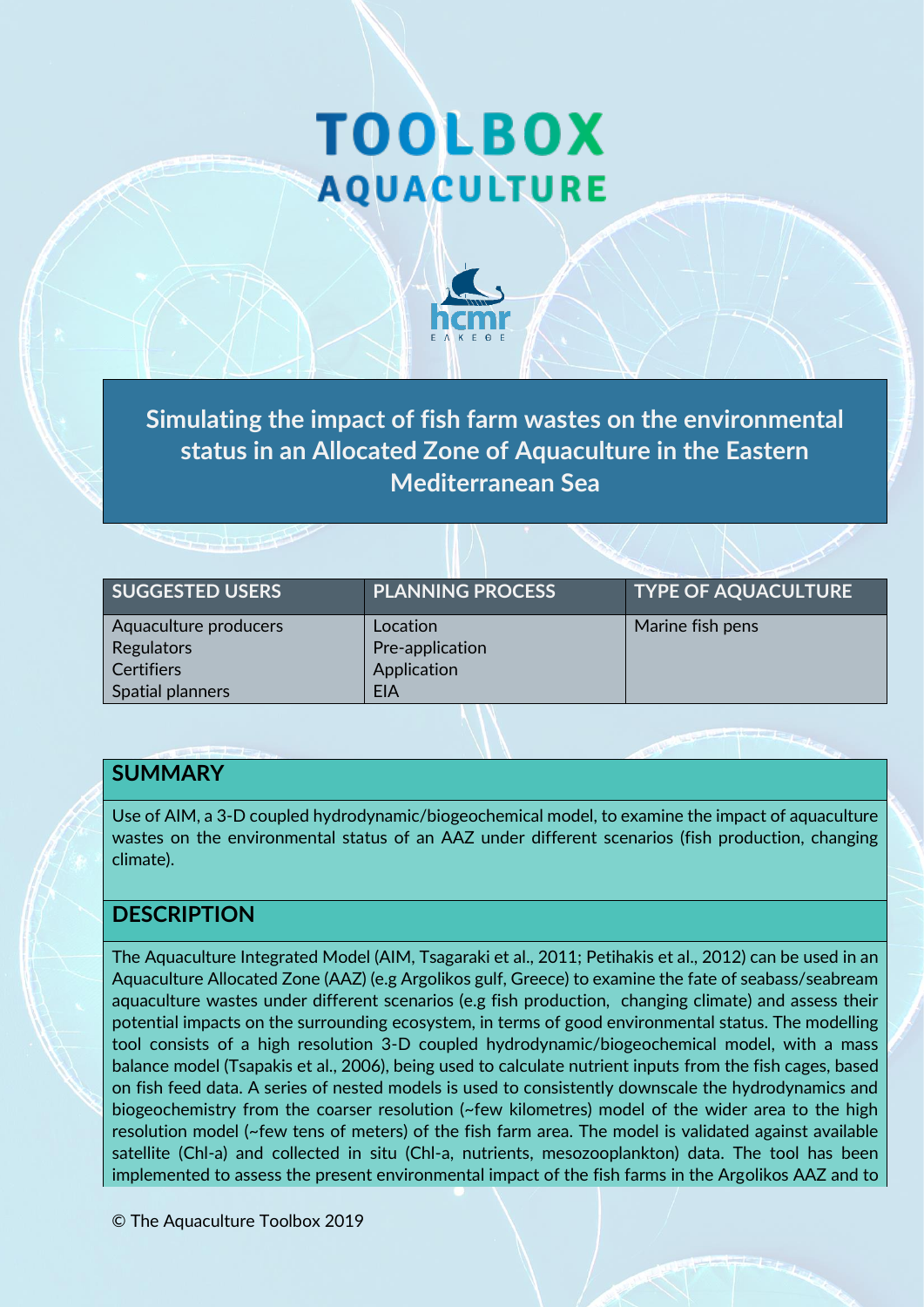# TOOLBOX AQUACULTURE

## Simulating the impact of fish farm wastes on the environmental status in an Allocated Zone of Aquaculture in the Eastern Mediterranean Sea

| SUGGESTED USERS | PLANNING PROCESS | TYPE OF AQUACULTURE |
|---|---|---|
| Aquaculture producers<br>Regulators<br>Certifiers<br>Spatial planners | Location<br>Pre-application<br>Application<br>EIA | Marine fish pens |

## SUMMARY

Use of AIM, a 3-D coupled hydrodynamic/biogeochemical model, to examine the impact of aquaculture wastes on the environmental status of an AAZ under different scenarios (fish production, changing climate).

## DESCRIPTION

The Aquaculture Integrated Model (AIM, Tsagaraki et al., 2011; Petihakis et al., 2012) can be used in an Aquaculture Allocated Zone (AAZ) (e.g Argolikos gulf, Greece) to examine the fate of seabass/seabream aquaculture wastes under different scenarios (e.g fish production, changing climate) and assess their potential impacts on the surrounding ecosystem, in terms of good environmental status. The modelling tool consists of a high resolution 3-D coupled hydrodynamic/biogeochemical model, with a mass balance model (Tsapakis et al., 2006), being used to calculate nutrient inputs from the fish cages, based on fish feed data. A series of nested models is used to consistently downscale the hydrodynamics and biogeochemistry from the coarser resolution (~few kilometres) model of the wider area to the high resolution model (~few tens of meters) of the fish farm area. The model is validated against available satellite (Chl-a) and collected in situ (Chl-a, nutrients, mesozooplankton) data. The tool has been implemented to assess the present environmental impact of the fish farms in the Argolikos AAZ and to

© The Aquaculture Toolbox 2019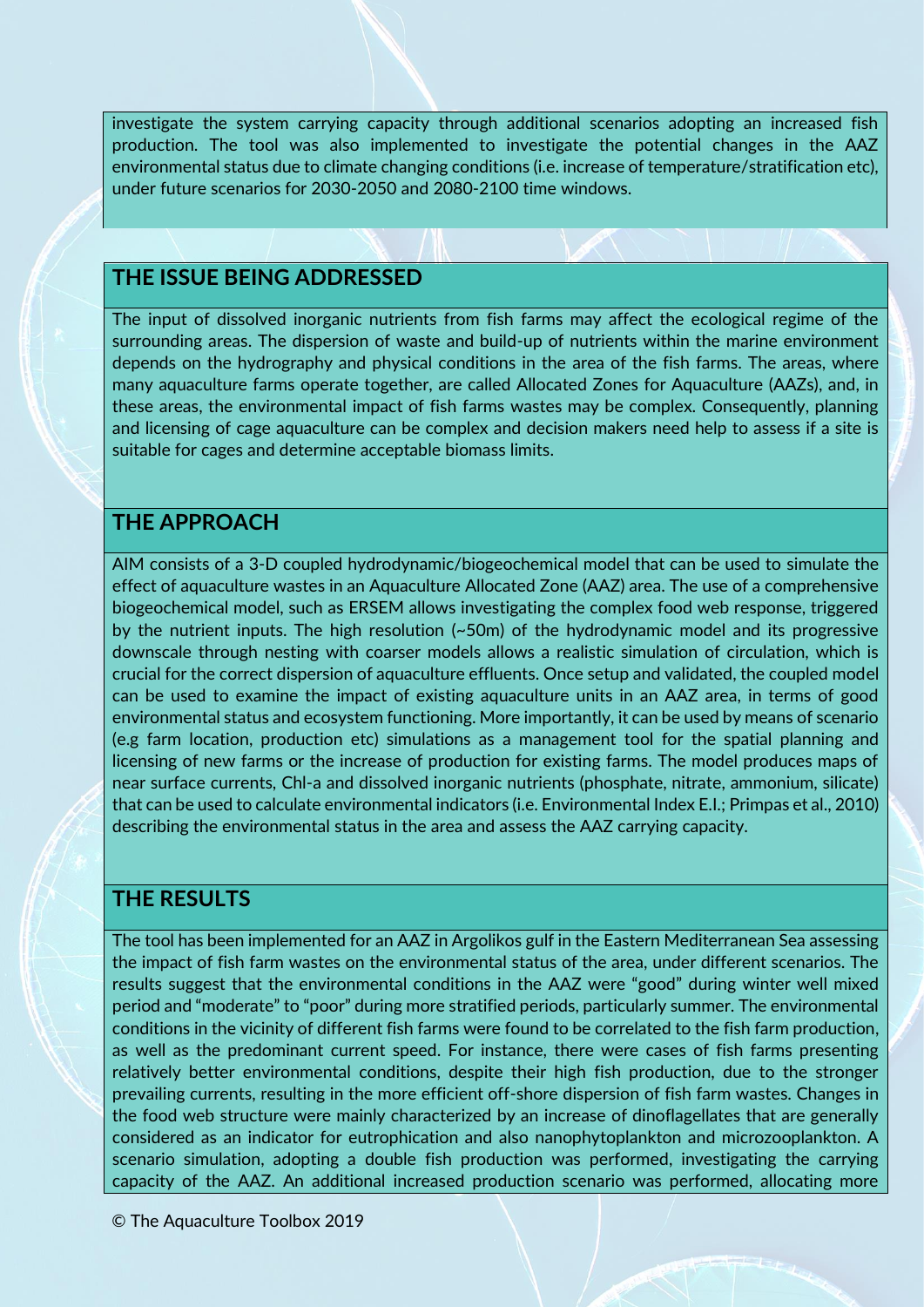investigate the system carrying capacity through additional scenarios adopting an increased fish production. The tool was also implemented to investigate the potential changes in the AAZ environmental status due to climate changing conditions (i.e. increase of temperature/stratification etc), under future scenarios for 2030-2050 and 2080-2100 time windows.

## THE ISSUE BEING ADDRESSED

The input of dissolved inorganic nutrients from fish farms may affect the ecological regime of the surrounding areas. The dispersion of waste and build-up of nutrients within the marine environment depends on the hydrography and physical conditions in the area of the fish farms. The areas, where many aquaculture farms operate together, are called Allocated Zones for Aquaculture (AAZs), and, in these areas, the environmental impact of fish farms wastes may be complex. Consequently, planning and licensing of cage aquaculture can be complex and decision makers need help to assess if a site is suitable for cages and determine acceptable biomass limits.

## THE APPROACH

AIM consists of a 3-D coupled hydrodynamic/biogeochemical model that can be used to simulate the effect of aquaculture wastes in an Aquaculture Allocated Zone (AAZ) area. The use of a comprehensive biogeochemical model, such as ERSEM allows investigating the complex food web response, triggered by the nutrient inputs. The high resolution (~50m) of the hydrodynamic model and its progressive downscale through nesting with coarser models allows a realistic simulation of circulation, which is crucial for the correct dispersion of aquaculture effluents. Once setup and validated, the coupled model can be used to examine the impact of existing aquaculture units in an AAZ area, in terms of good environmental status and ecosystem functioning. More importantly, it can be used by means of scenario (e.g farm location, production etc) simulations as a management tool for the spatial planning and licensing of new farms or the increase of production for existing farms. The model produces maps of near surface currents, Chl-a and dissolved inorganic nutrients (phosphate, nitrate, ammonium, silicate) that can be used to calculate environmental indicators (i.e. Environmental Index E.I.; Primpas et al., 2010) describing the environmental status in the area and assess the AAZ carrying capacity.

## THE RESULTS

The tool has been implemented for an AAZ in Argolikos gulf in the Eastern Mediterranean Sea assessing the impact of fish farm wastes on the environmental status of the area, under different scenarios. The results suggest that the environmental conditions in the AAZ were "good" during winter well mixed period and "moderate" to "poor" during more stratified periods, particularly summer. The environmental conditions in the vicinity of different fish farms were found to be correlated to the fish farm production, as well as the predominant current speed. For instance, there were cases of fish farms presenting relatively better environmental conditions, despite their high fish production, due to the stronger prevailing currents, resulting in the more efficient off-shore dispersion of fish farm wastes. Changes in the food web structure were mainly characterized by an increase of dinoflagellates that are generally considered as an indicator for eutrophication and also nanophytoplankton and microzooplankton. A scenario simulation, adopting a double fish production was performed, investigating the carrying capacity of the AAZ. An additional increased production scenario was performed, allocating more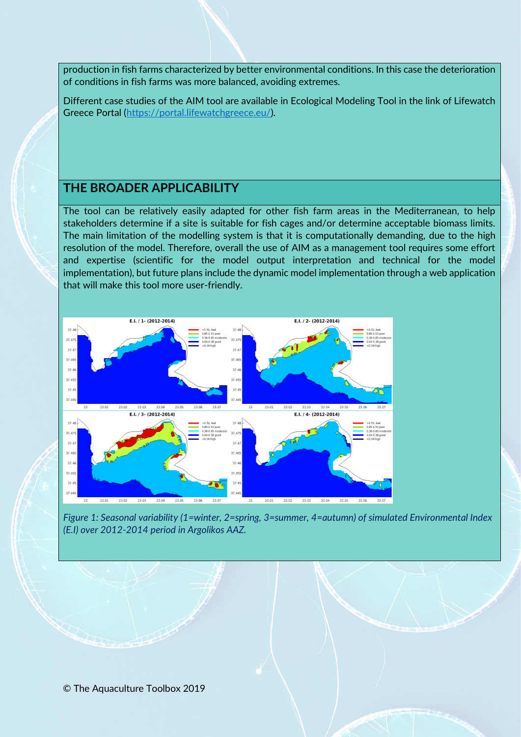production in fish farms characterized by better environmental conditions. In this case the deterioration of conditions in fish farms was more balanced, avoiding extremes.

Different case studies of the AIM tool are available in Ecological Modeling Tool in the link of Lifewatch Greece Portal (https://portal.lifewatchgreece.eu/).

## THE BROADER APPLICABILITY

The tool can be relatively easily adapted for other fish farm areas in the Mediterranean, to help stakeholders determine if a site is suitable for fish cages and/or determine acceptable biomass limits. The main limitation of the modelling system is that it is computationally demanding, due to the high resolution of the model. Therefore, overall the use of AIM as a management tool requires some effort and expertise (scientific for the model output interpretation and technical for the model implementation), but future plans include the dynamic model implementation through a web application that will make this tool more user-friendly.

*Figure 1: Seasonal variability (1=winter, 2=spring, 3=summer, 4=autumn) of simulated Environmental Index (E.I) over 2012-2014 period in Argolikos AAZ.*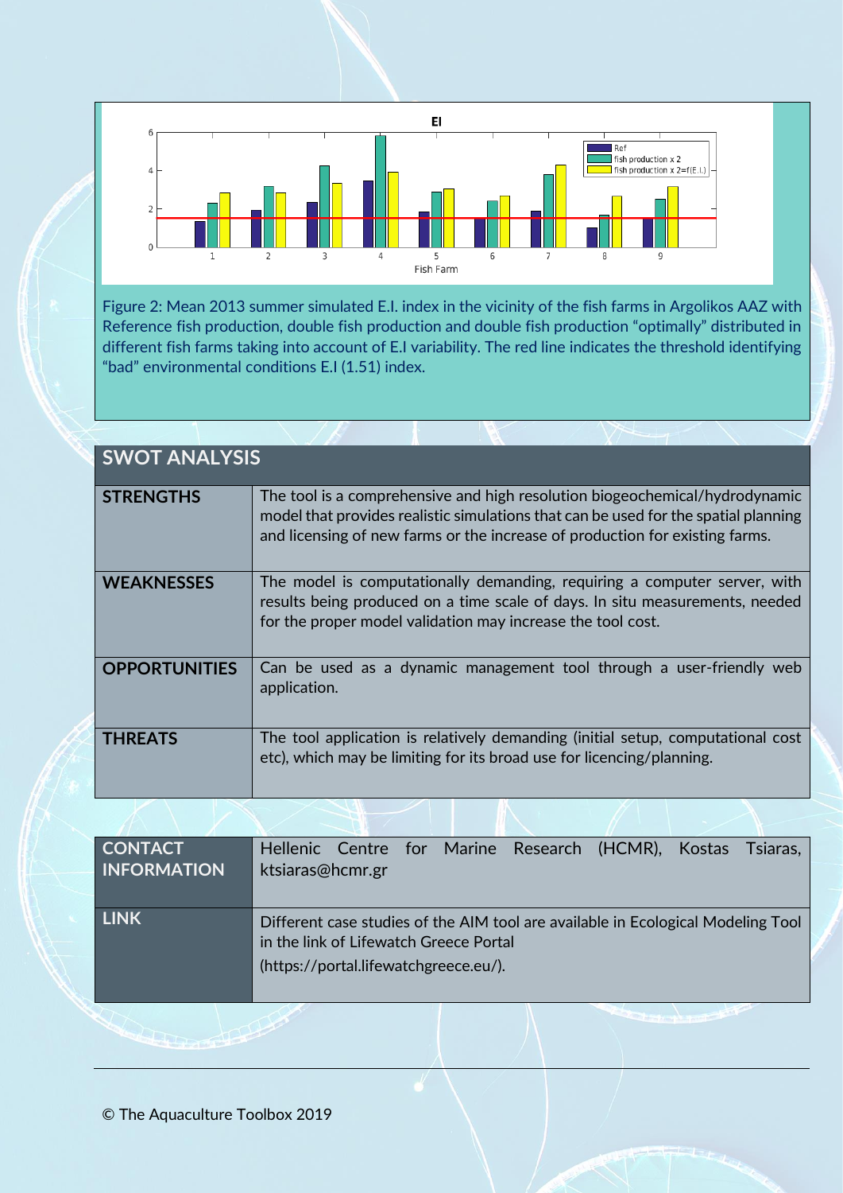Figure 2: Mean 2013 summer simulated E.I. index in the vicinity of the fish farms in Argolikos AAZ with Reference fish production, double fish production and double fish production "optimally" distributed in different fish farms taking into account of E.I variability. The red line indicates the threshold identifying "bad" environmental conditions E.I (1.51) index.

## SWOT ANALYSIS

| | |
|---|---|
| **STRENGTHS** | The tool is a comprehensive and high resolution biogeochemical/hydrodynamic model that provides realistic simulations that can be used for the spatial planning and licensing of new farms or the increase of production for existing farms. |
| **WEAKNESSES** | The model is computationally demanding, requiring a computer server, with results being produced on a time scale of days. In situ measurements, needed for the proper model validation may increase the tool cost. |
| **OPPORTUNITIES** | Can be used as a dynamic management tool through a user-friendly web application. |
| **THREATS** | The tool application is relatively demanding (initial setup, computational cost etc), which may be limiting for its broad use for licencing/planning. |

| | |
|---|---|
| **CONTACT INFORMATION** | Hellenic Centre for Marine Research (HCMR), Kostas Tsiaras, ktsiaras@hcmr.gr |
| **LINK** | Different case studies of the AIM tool are available in Ecological Modeling Tool in the link of Lifewatch Greece Portal (https://portal.lifewatchgreece.eu/). |

© The Aquaculture Toolbox 2019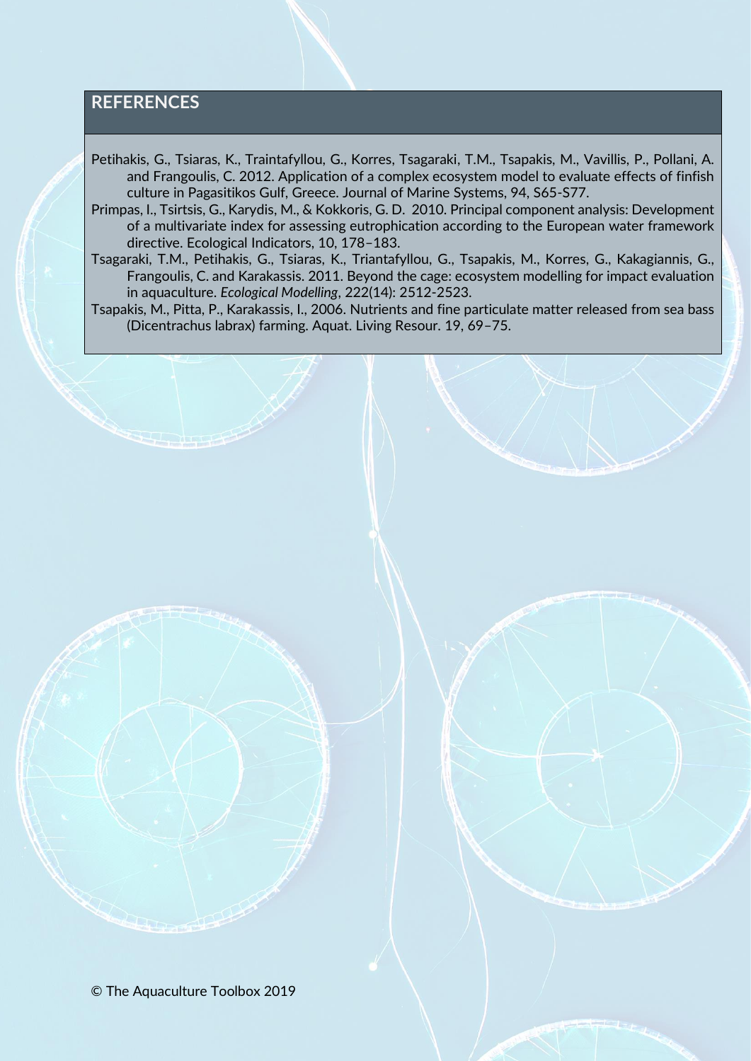## REFERENCES

Petihakis, G., Tsiaras, K., Traintafyllou, G., Korres, Tsagaraki, T.M., Tsapakis, M., Vavillis, P., Pollani, A. and Frangoulis, C. 2012. Application of a complex ecosystem model to evaluate effects of finfish culture in Pagasitikos Gulf, Greece. Journal of Marine Systems, 94, S65-S77.

Primpas, I., Tsirtsis, G., Karydis, M., & Kokkoris, G. D. 2010. Principal component analysis: Development of a multivariate index for assessing eutrophication according to the European water framework directive. Ecological Indicators, 10, 178–183.

Tsagaraki, T.M., Petihakis, G., Tsiaras, K., Triantafyllou, G., Tsapakis, M., Korres, G., Kakagiannis, G., Frangoulis, C. and Karakassis. 2011. Beyond the cage: ecosystem modelling for impact evaluation in aquaculture. *Ecological Modelling*, 222(14): 2512-2523.

Tsapakis, M., Pitta, P., Karakassis, I., 2006. Nutrients and fine particulate matter released from sea bass (Dicentrachus labrax) farming. Aquat. Living Resour. 19, 69–75.

© The Aquaculture Toolbox 2019